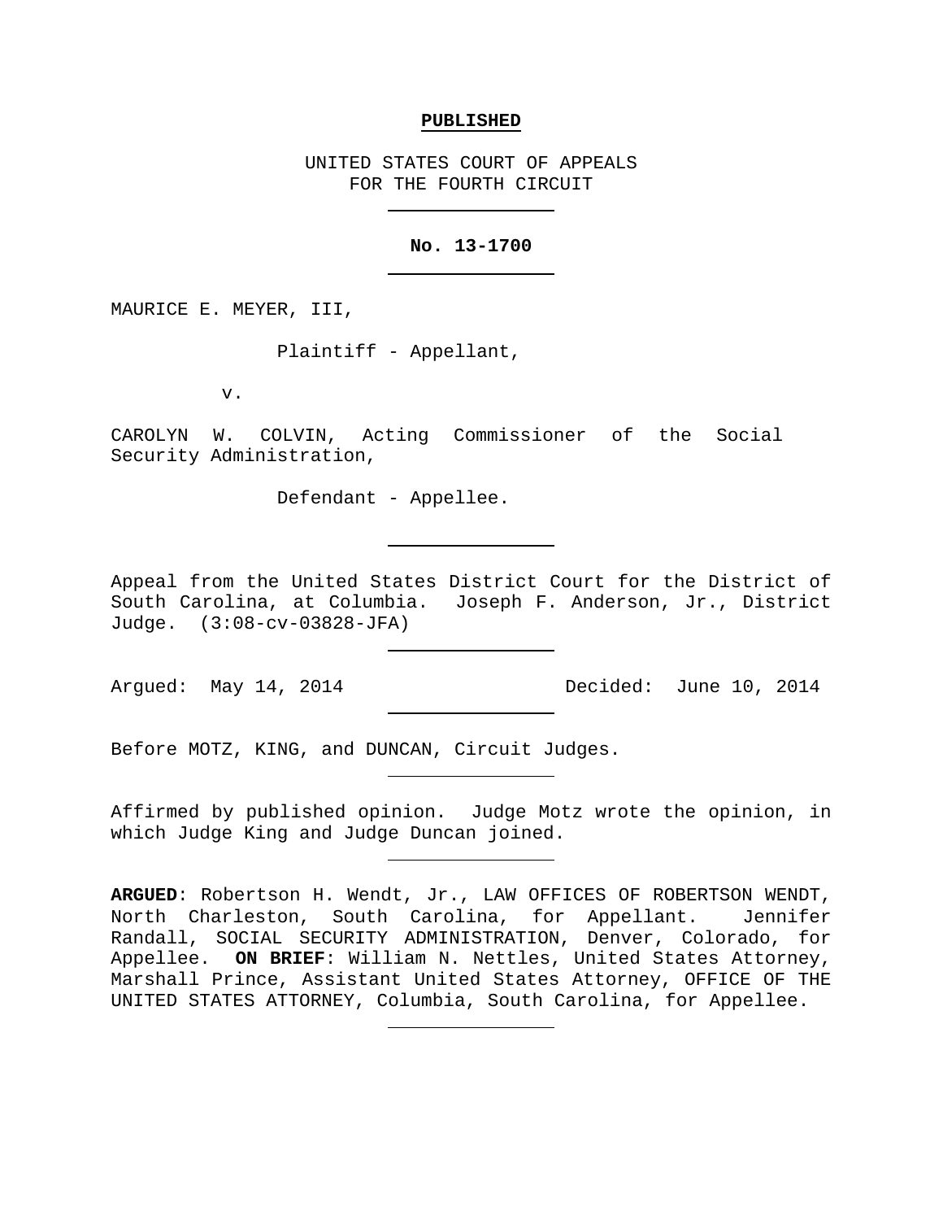**PUBLISHED**

UNITED STATES COURT OF APPEALS
FOR THE FOURTH CIRCUIT

---

**No. 13-1700**

---

MAURICE E. MEYER, III,

Plaintiff - Appellant,

v.

CAROLYN W. COLVIN, Acting Commissioner of the Social Security Administration,

Defendant - Appellee.

---

Appeal from the United States District Court for the District of South Carolina, at Columbia. Joseph F. Anderson, Jr., District Judge. (3:08-cv-03828-JFA)

---

Argued: May 14, 2014 Decided: June 10, 2014

---

Before MOTZ, KING, and DUNCAN, Circuit Judges.

---

Affirmed by published opinion. Judge Motz wrote the opinion, in which Judge King and Judge Duncan joined.

---

**ARGUED**: Robertson H. Wendt, Jr., LAW OFFICES OF ROBERTSON WENDT, North Charleston, South Carolina, for Appellant. Jennifer Randall, SOCIAL SECURITY ADMINISTRATION, Denver, Colorado, for Appellee. **ON BRIEF**: William N. Nettles, United States Attorney, Marshall Prince, Assistant United States Attorney, OFFICE OF THE UNITED STATES ATTORNEY, Columbia, South Carolina, for Appellee.

---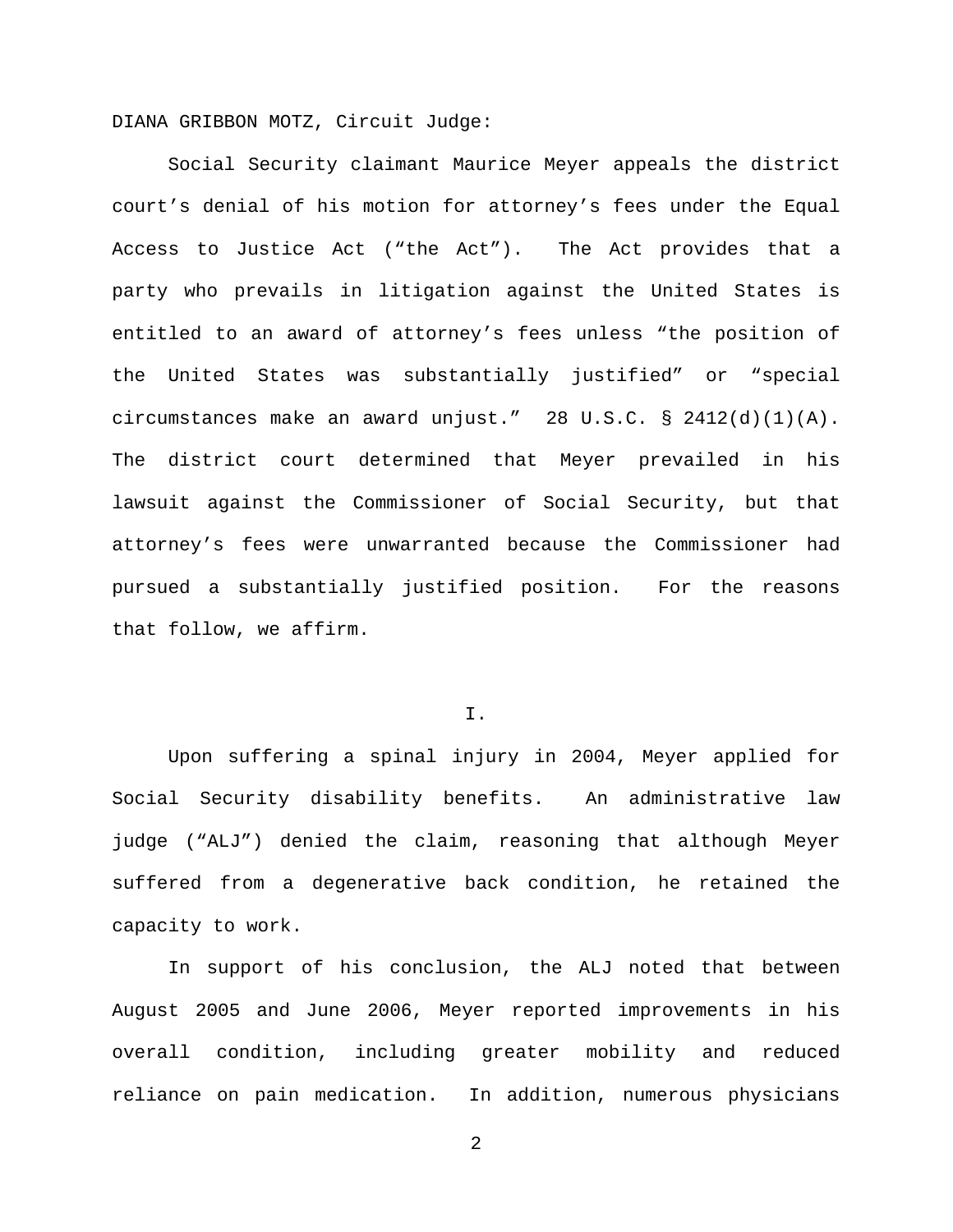DIANA GRIBBON MOTZ, Circuit Judge:

Social Security claimant Maurice Meyer appeals the district court's denial of his motion for attorney's fees under the Equal Access to Justice Act ("the Act"). The Act provides that a party who prevails in litigation against the United States is entitled to an award of attorney's fees unless "the position of the United States was substantially justified" or "special circumstances make an award unjust." 28 U.S.C. § 2412(d)(1)(A). The district court determined that Meyer prevailed in his lawsuit against the Commissioner of Social Security, but that attorney's fees were unwarranted because the Commissioner had pursued a substantially justified position. For the reasons that follow, we affirm.

## I.

Upon suffering a spinal injury in 2004, Meyer applied for Social Security disability benefits. An administrative law judge ("ALJ") denied the claim, reasoning that although Meyer suffered from a degenerative back condition, he retained the capacity to work.

In support of his conclusion, the ALJ noted that between August 2005 and June 2006, Meyer reported improvements in his overall condition, including greater mobility and reduced reliance on pain medication. In addition, numerous physicians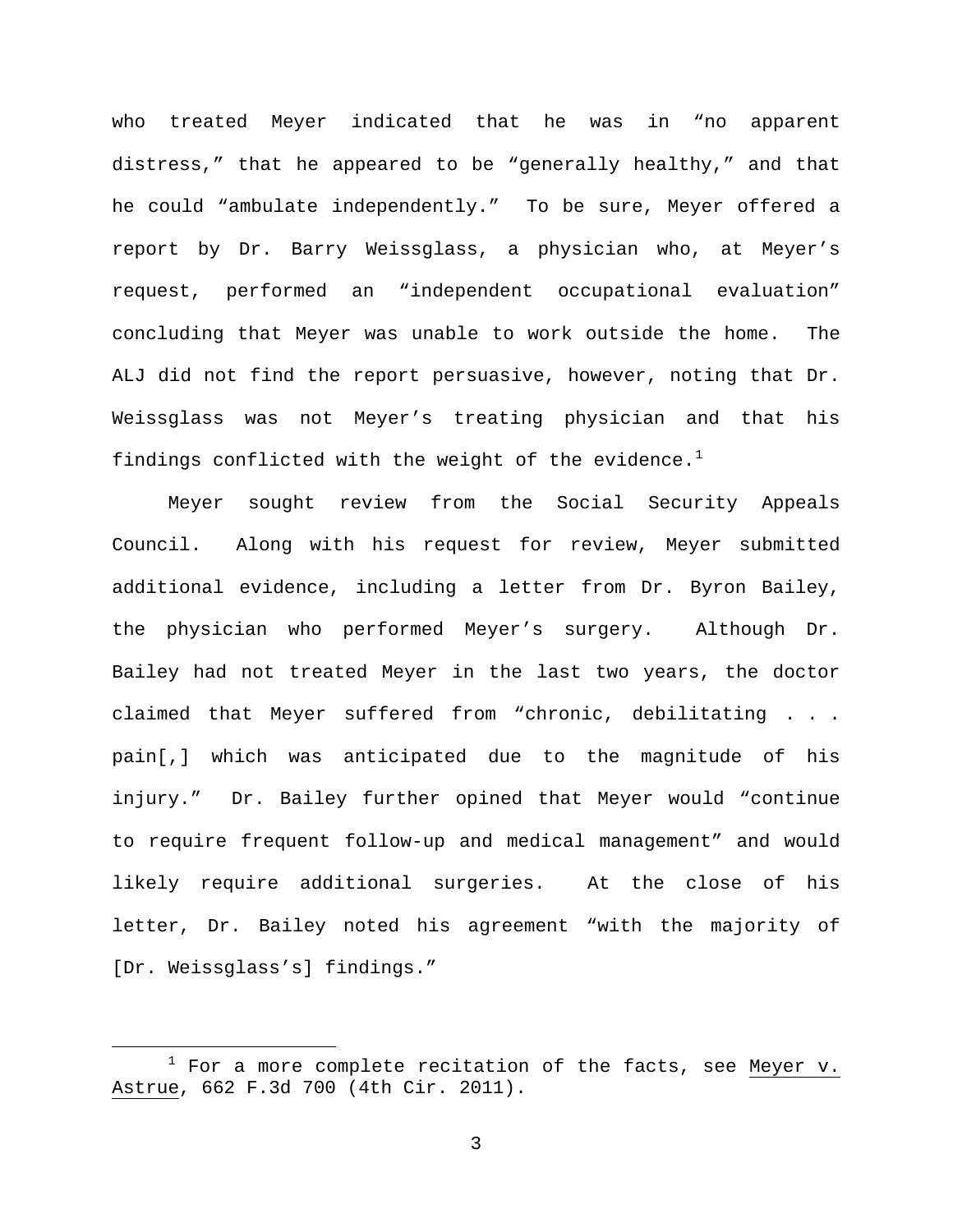who treated Meyer indicated that he was in "no apparent distress," that he appeared to be "generally healthy," and that he could "ambulate independently." To be sure, Meyer offered a report by Dr. Barry Weissglass, a physician who, at Meyer's request, performed an "independent occupational evaluation" concluding that Meyer was unable to work outside the home. The ALJ did not find the report persuasive, however, noting that Dr. Weissglass was not Meyer's treating physician and that his findings conflicted with the weight of the evidence.[1]

Meyer sought review from the Social Security Appeals Council. Along with his request for review, Meyer submitted additional evidence, including a letter from Dr. Byron Bailey, the physician who performed Meyer's surgery. Although Dr. Bailey had not treated Meyer in the last two years, the doctor claimed that Meyer suffered from "chronic, debilitating . . . pain[,] which was anticipated due to the magnitude of his injury." Dr. Bailey further opined that Meyer would "continue to require frequent follow-up and medical management" and would likely require additional surgeries. At the close of his letter, Dr. Bailey noted his agreement "with the majority of [Dr. Weissglass's] findings."

---

[1] For a more complete recitation of the facts, see Meyer v. Astrue, 662 F.3d 700 (4th Cir. 2011).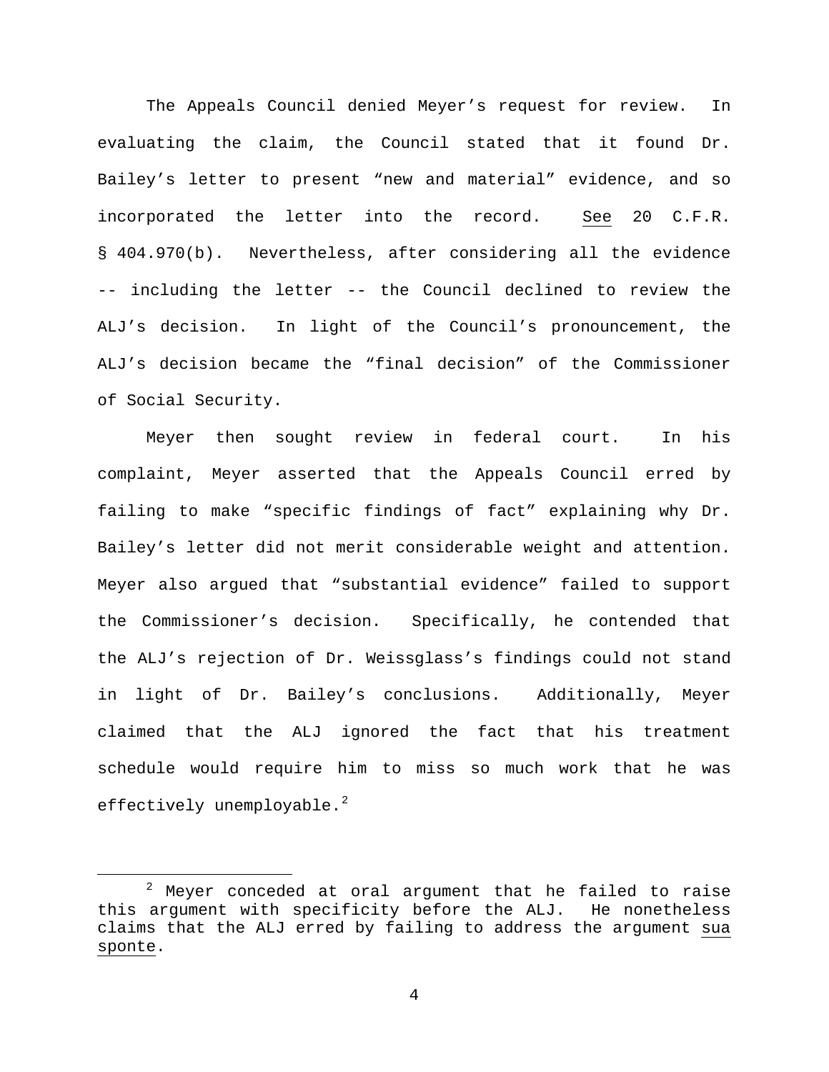The Appeals Council denied Meyer's request for review. In evaluating the claim, the Council stated that it found Dr. Bailey's letter to present "new and material" evidence, and so incorporated the letter into the record. See 20 C.F.R. § 404.970(b). Nevertheless, after considering all the evidence -- including the letter -- the Council declined to review the ALJ's decision. In light of the Council's pronouncement, the ALJ's decision became the "final decision" of the Commissioner of Social Security.

Meyer then sought review in federal court. In his complaint, Meyer asserted that the Appeals Council erred by failing to make "specific findings of fact" explaining why Dr. Bailey's letter did not merit considerable weight and attention. Meyer also argued that "substantial evidence" failed to support the Commissioner's decision. Specifically, he contended that the ALJ's rejection of Dr. Weissglass's findings could not stand in light of Dr. Bailey's conclusions. Additionally, Meyer claimed that the ALJ ignored the fact that his treatment schedule would require him to miss so much work that he was effectively unemployable.[2]

[2] Meyer conceded at oral argument that he failed to raise this argument with specificity before the ALJ. He nonetheless claims that the ALJ erred by failing to address the argument sua sponte.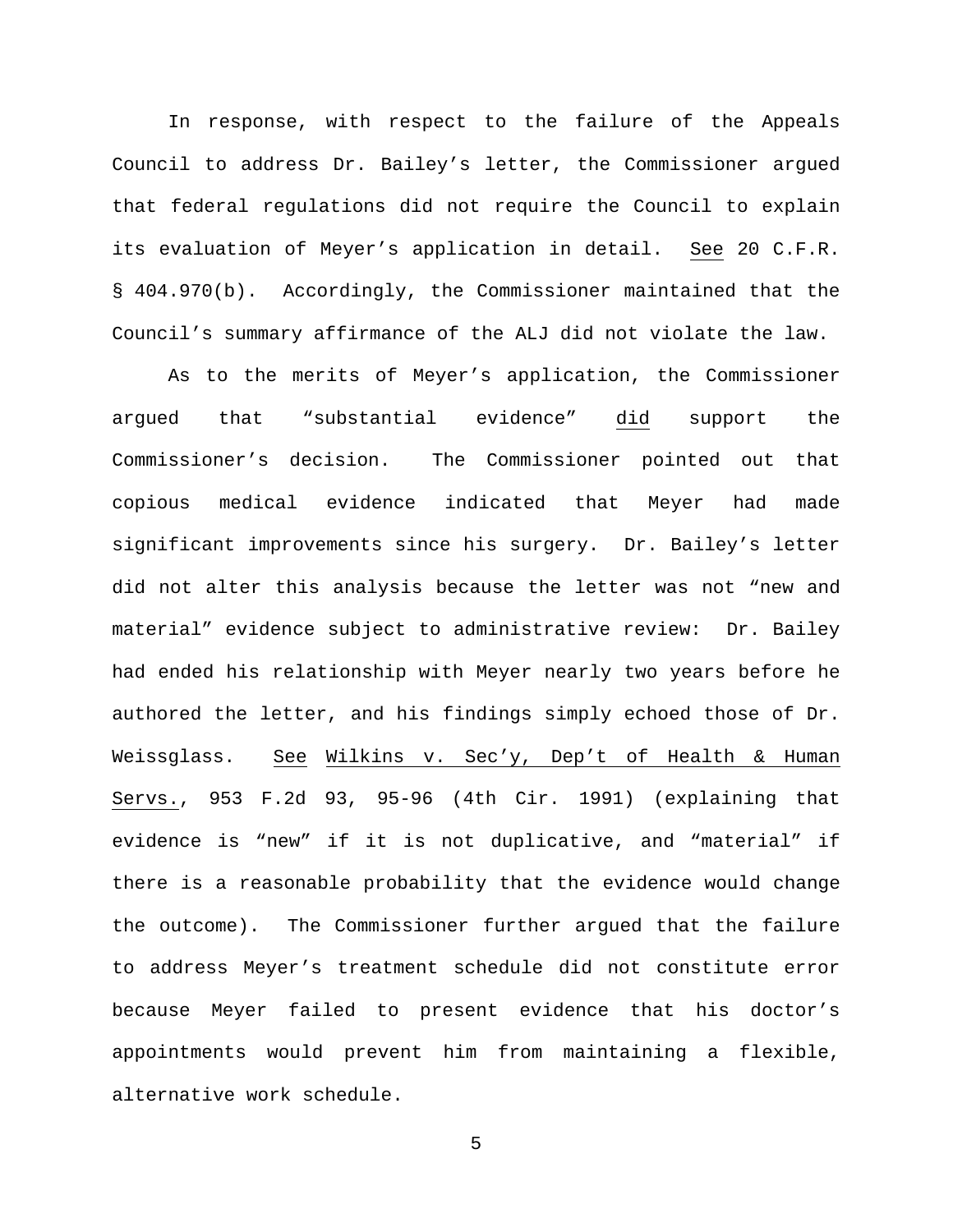In response, with respect to the failure of the Appeals Council to address Dr. Bailey's letter, the Commissioner argued that federal regulations did not require the Council to explain its evaluation of Meyer's application in detail. See 20 C.F.R. § 404.970(b). Accordingly, the Commissioner maintained that the Council's summary affirmance of the ALJ did not violate the law.

As to the merits of Meyer's application, the Commissioner argued that "substantial evidence" did support the Commissioner's decision. The Commissioner pointed out that copious medical evidence indicated that Meyer had made significant improvements since his surgery. Dr. Bailey's letter did not alter this analysis because the letter was not "new and material" evidence subject to administrative review: Dr. Bailey had ended his relationship with Meyer nearly two years before he authored the letter, and his findings simply echoed those of Dr. Weissglass. See Wilkins v. Sec'y, Dep't of Health & Human Servs., 953 F.2d 93, 95-96 (4th Cir. 1991) (explaining that evidence is "new" if it is not duplicative, and "material" if there is a reasonable probability that the evidence would change the outcome). The Commissioner further argued that the failure to address Meyer's treatment schedule did not constitute error because Meyer failed to present evidence that his doctor's appointments would prevent him from maintaining a flexible, alternative work schedule.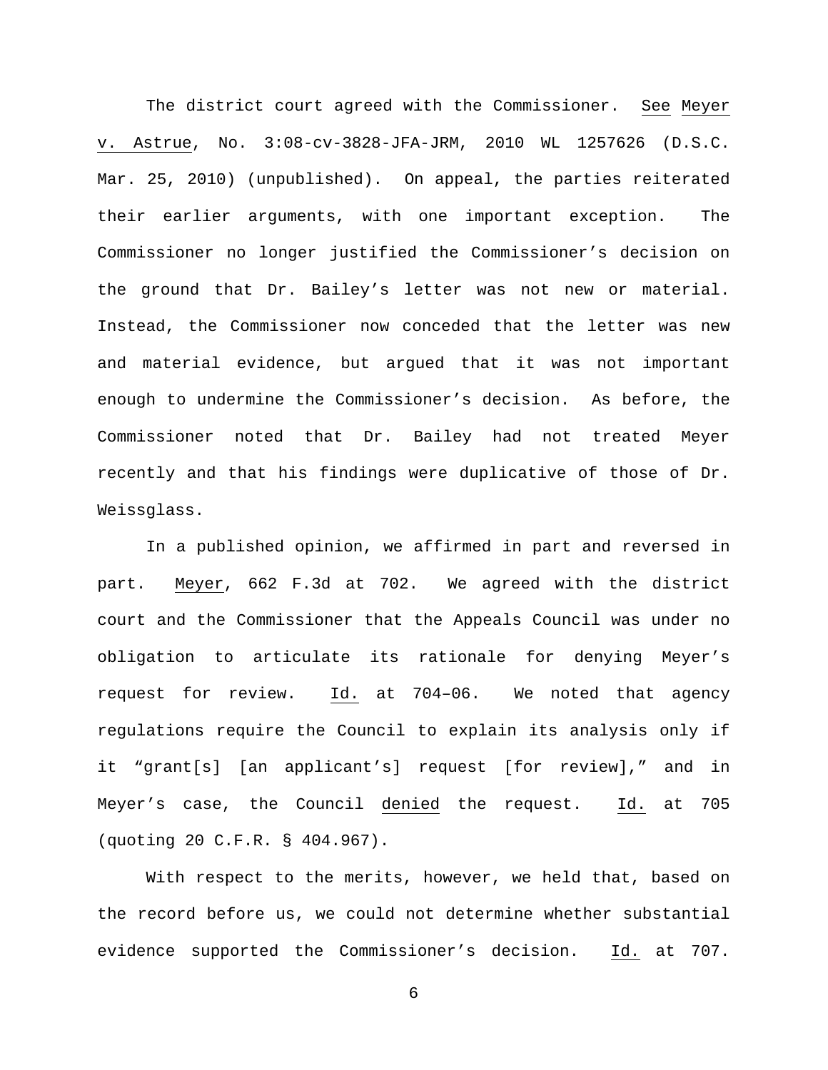The district court agreed with the Commissioner. See Meyer v. Astrue, No. 3:08-cv-3828-JFA-JRM, 2010 WL 1257626 (D.S.C. Mar. 25, 2010) (unpublished). On appeal, the parties reiterated their earlier arguments, with one important exception. The Commissioner no longer justified the Commissioner's decision on the ground that Dr. Bailey's letter was not new or material. Instead, the Commissioner now conceded that the letter was new and material evidence, but argued that it was not important enough to undermine the Commissioner's decision. As before, the Commissioner noted that Dr. Bailey had not treated Meyer recently and that his findings were duplicative of those of Dr. Weissglass.

In a published opinion, we affirmed in part and reversed in part. Meyer, 662 F.3d at 702. We agreed with the district court and the Commissioner that the Appeals Council was under no obligation to articulate its rationale for denying Meyer's request for review. Id. at 704–06. We noted that agency regulations require the Council to explain its analysis only if it "grant[s] [an applicant's] request [for review]," and in Meyer's case, the Council denied the request. Id. at 705 (quoting 20 C.F.R. § 404.967).

With respect to the merits, however, we held that, based on the record before us, we could not determine whether substantial evidence supported the Commissioner's decision. Id. at 707.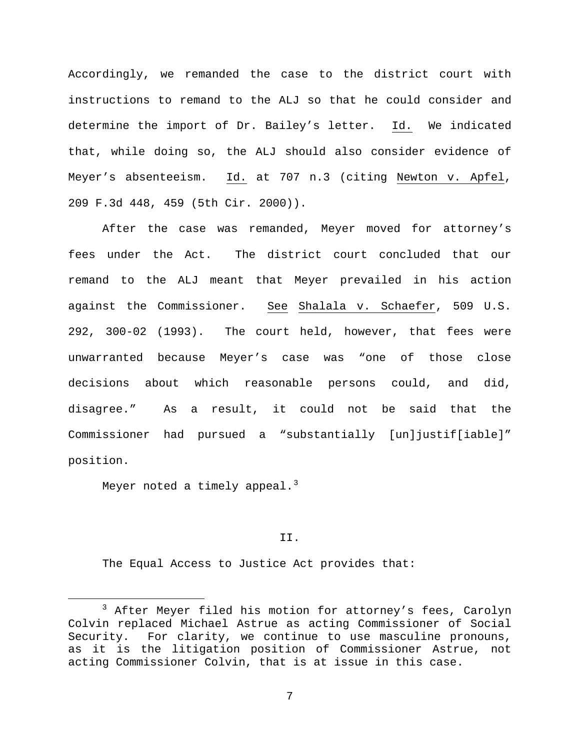Accordingly, we remanded the case to the district court with instructions to remand to the ALJ so that he could consider and determine the import of Dr. Bailey's letter. Id. We indicated that, while doing so, the ALJ should also consider evidence of Meyer's absenteeism. Id. at 707 n.3 (citing Newton v. Apfel, 209 F.3d 448, 459 (5th Cir. 2000)).

After the case was remanded, Meyer moved for attorney's fees under the Act. The district court concluded that our remand to the ALJ meant that Meyer prevailed in his action against the Commissioner. See Shalala v. Schaefer, 509 U.S. 292, 300-02 (1993). The court held, however, that fees were unwarranted because Meyer's case was "one of those close decisions about which reasonable persons could, and did, disagree." As a result, it could not be said that the Commissioner had pursued a "substantially [un]justif[iable]" position.

Meyer noted a timely appeal.[3]

## II.

The Equal Access to Justice Act provides that:

---

[3] After Meyer filed his motion for attorney's fees, Carolyn Colvin replaced Michael Astrue as acting Commissioner of Social Security. For clarity, we continue to use masculine pronouns, as it is the litigation position of Commissioner Astrue, not acting Commissioner Colvin, that is at issue in this case.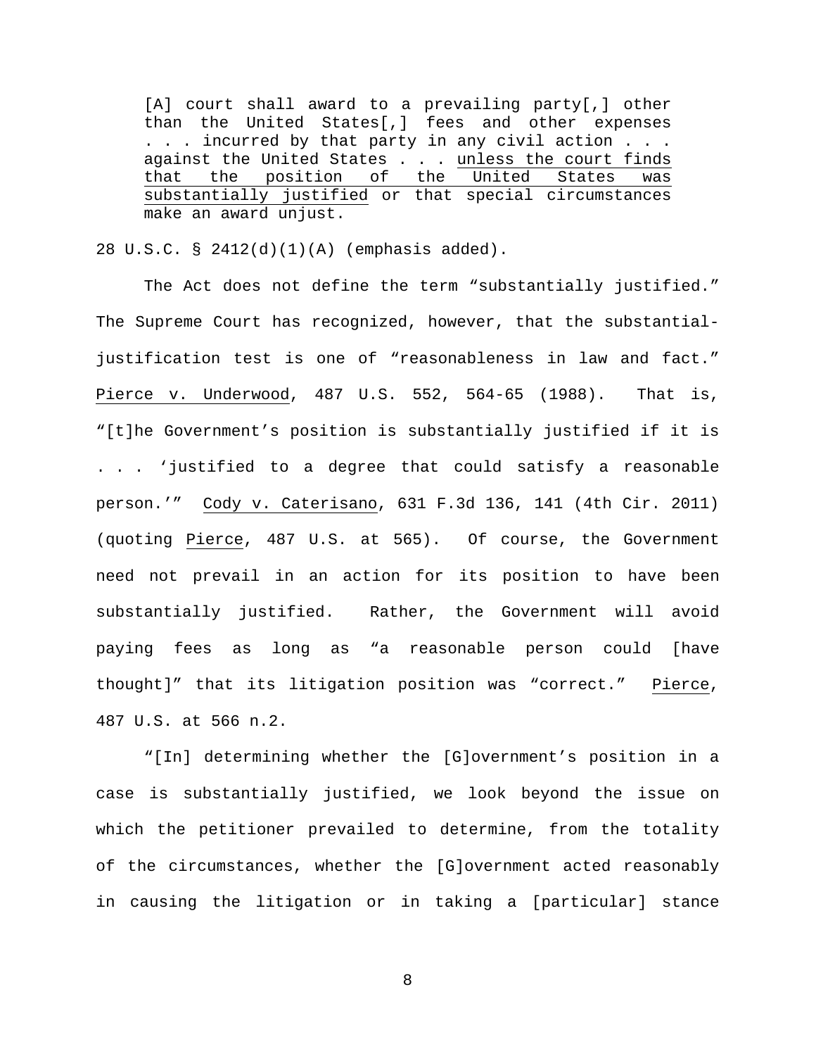> [A] court shall award to a prevailing party[,] other than the United States[,] fees and other expenses . . . incurred by that party in any civil action . . . against the United States . . . <u>unless the court finds that the position of the United States was substantially justified</u> or that special circumstances make an award unjust.

28 U.S.C. § 2412(d)(1)(A) (emphasis added).

The Act does not define the term "substantially justified." The Supreme Court has recognized, however, that the substantial-justification test is one of "reasonableness in law and fact." <u>Pierce v. Underwood</u>, 487 U.S. 552, 564-65 (1988). That is, "[t]he Government's position is substantially justified if it is . . . 'justified to a degree that could satisfy a reasonable person.'" <u>Cody v. Caterisano</u>, 631 F.3d 136, 141 (4th Cir. 2011) (quoting <u>Pierce</u>, 487 U.S. at 565). Of course, the Government need not prevail in an action for its position to have been substantially justified. Rather, the Government will avoid paying fees as long as "a reasonable person could [have thought]" that its litigation position was "correct." <u>Pierce</u>, 487 U.S. at 566 n.2.

"[In] determining whether the [G]overnment's position in a case is substantially justified, we look beyond the issue on which the petitioner prevailed to determine, from the totality of the circumstances, whether the [G]overnment acted reasonably in causing the litigation or in taking a [particular] stance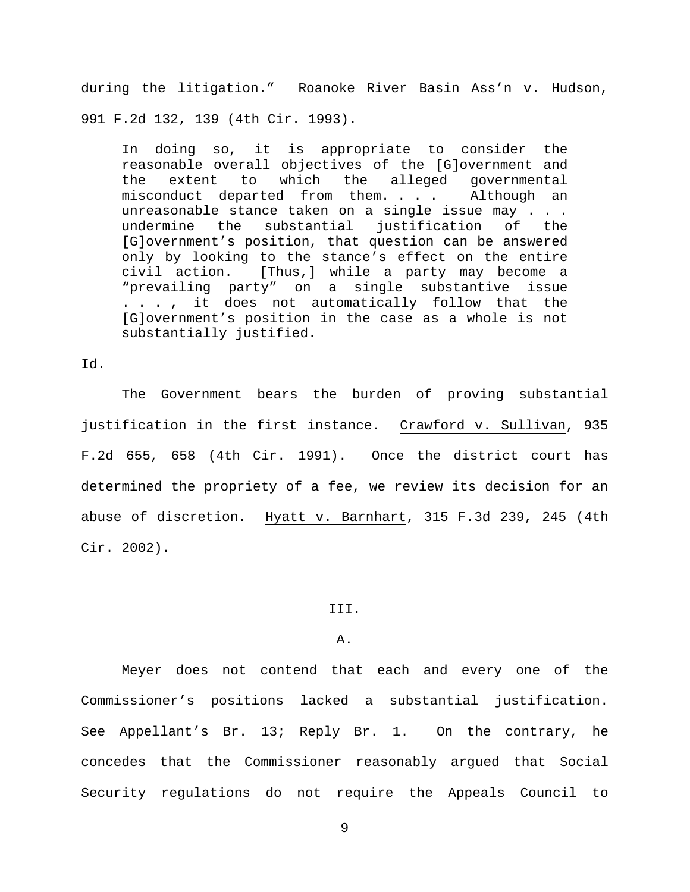during the litigation." Roanoke River Basin Ass'n v. Hudson, 991 F.2d 132, 139 (4th Cir. 1993).

> In doing so, it is appropriate to consider the reasonable overall objectives of the [G]overnment and the extent to which the alleged governmental misconduct departed from them. . . . Although an unreasonable stance taken on a single issue may . . . undermine the substantial justification of the [G]overnment's position, that question can be answered only by looking to the stance's effect on the entire civil action. [Thus,] while a party may become a "prevailing party" on a single substantive issue . . . , it does not automatically follow that the [G]overnment's position in the case as a whole is not substantially justified.

Id.

The Government bears the burden of proving substantial justification in the first instance. Crawford v. Sullivan, 935 F.2d 655, 658 (4th Cir. 1991). Once the district court has determined the propriety of a fee, we review its decision for an abuse of discretion. Hyatt v. Barnhart, 315 F.3d 239, 245 (4th Cir. 2002).

## III.

### A.

Meyer does not contend that each and every one of the Commissioner's positions lacked a substantial justification. See Appellant's Br. 13; Reply Br. 1. On the contrary, he concedes that the Commissioner reasonably argued that Social Security regulations do not require the Appeals Council to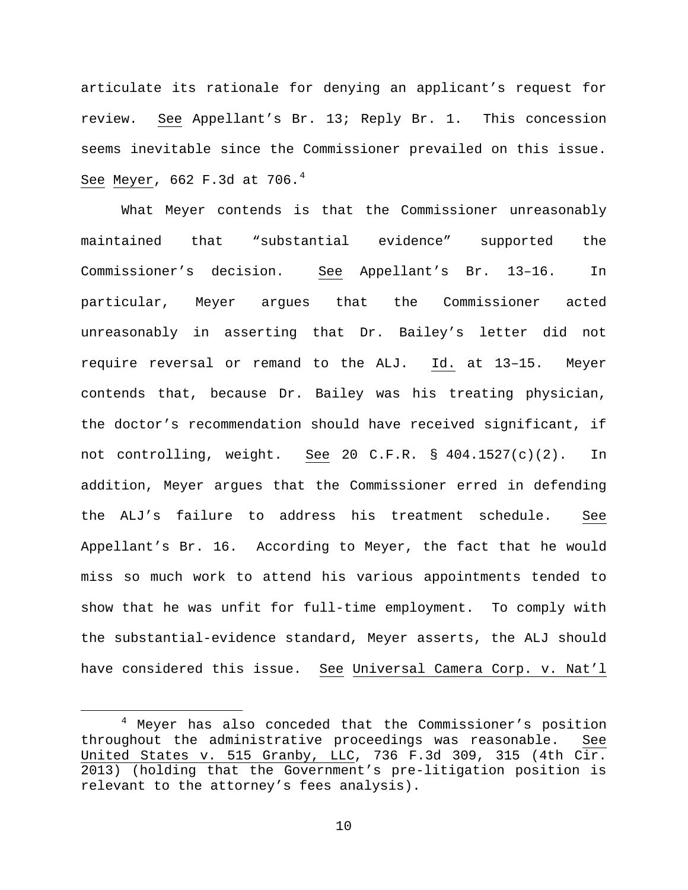articulate its rationale for denying an applicant's request for review. See Appellant's Br. 13; Reply Br. 1. This concession seems inevitable since the Commissioner prevailed on this issue. See Meyer, 662 F.3d at 706.[4]

What Meyer contends is that the Commissioner unreasonably maintained that "substantial evidence" supported the Commissioner's decision. See Appellant's Br. 13–16. In particular, Meyer argues that the Commissioner acted unreasonably in asserting that Dr. Bailey's letter did not require reversal or remand to the ALJ. Id. at 13–15. Meyer contends that, because Dr. Bailey was his treating physician, the doctor's recommendation should have received significant, if not controlling, weight. See 20 C.F.R. § 404.1527(c)(2). In addition, Meyer argues that the Commissioner erred in defending the ALJ's failure to address his treatment schedule. See Appellant's Br. 16. According to Meyer, the fact that he would miss so much work to attend his various appointments tended to show that he was unfit for full-time employment. To comply with the substantial-evidence standard, Meyer asserts, the ALJ should have considered this issue. See Universal Camera Corp. v. Nat'l

[4] Meyer has also conceded that the Commissioner's position throughout the administrative proceedings was reasonable. See United States v. 515 Granby, LLC, 736 F.3d 309, 315 (4th Cir. 2013) (holding that the Government's pre-litigation position is relevant to the attorney's fees analysis).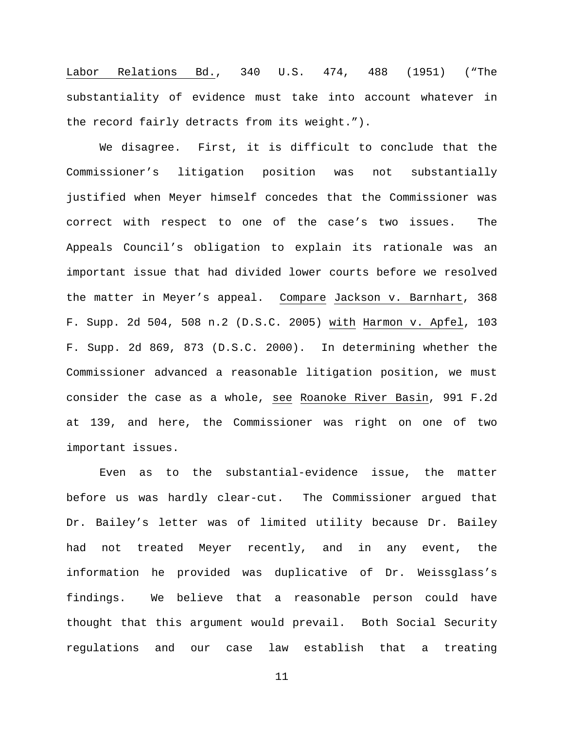Labor Relations Bd., 340 U.S. 474, 488 (1951) ("The substantiality of evidence must take into account whatever in the record fairly detracts from its weight.").

We disagree. First, it is difficult to conclude that the Commissioner's litigation position was not substantially justified when Meyer himself concedes that the Commissioner was correct with respect to one of the case's two issues. The Appeals Council's obligation to explain its rationale was an important issue that had divided lower courts before we resolved the matter in Meyer's appeal. Compare Jackson v. Barnhart, 368 F. Supp. 2d 504, 508 n.2 (D.S.C. 2005) with Harmon v. Apfel, 103 F. Supp. 2d 869, 873 (D.S.C. 2000). In determining whether the Commissioner advanced a reasonable litigation position, we must consider the case as a whole, see Roanoke River Basin, 991 F.2d at 139, and here, the Commissioner was right on one of two important issues.

Even as to the substantial-evidence issue, the matter before us was hardly clear-cut. The Commissioner argued that Dr. Bailey's letter was of limited utility because Dr. Bailey had not treated Meyer recently, and in any event, the information he provided was duplicative of Dr. Weissglass's findings. We believe that a reasonable person could have thought that this argument would prevail. Both Social Security regulations and our case law establish that a treating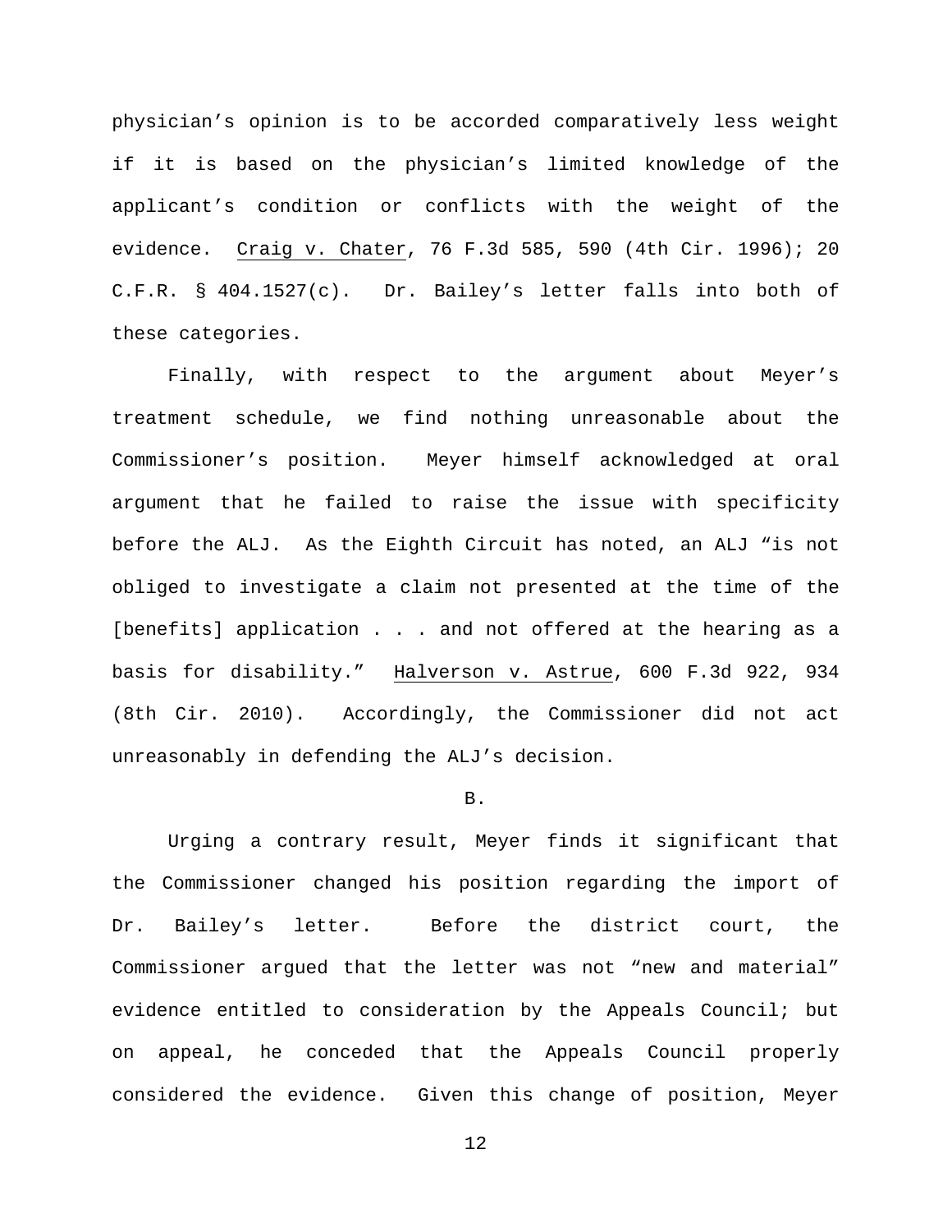physician's opinion is to be accorded comparatively less weight if it is based on the physician's limited knowledge of the applicant's condition or conflicts with the weight of the evidence. Craig v. Chater, 76 F.3d 585, 590 (4th Cir. 1996); 20 C.F.R. § 404.1527(c). Dr. Bailey's letter falls into both of these categories.

Finally, with respect to the argument about Meyer's treatment schedule, we find nothing unreasonable about the Commissioner's position. Meyer himself acknowledged at oral argument that he failed to raise the issue with specificity before the ALJ. As the Eighth Circuit has noted, an ALJ "is not obliged to investigate a claim not presented at the time of the [benefits] application . . . and not offered at the hearing as a basis for disability." Halverson v. Astrue, 600 F.3d 922, 934 (8th Cir. 2010). Accordingly, the Commissioner did not act unreasonably in defending the ALJ's decision.

B.

Urging a contrary result, Meyer finds it significant that the Commissioner changed his position regarding the import of Dr. Bailey's letter. Before the district court, the Commissioner argued that the letter was not "new and material" evidence entitled to consideration by the Appeals Council; but on appeal, he conceded that the Appeals Council properly considered the evidence. Given this change of position, Meyer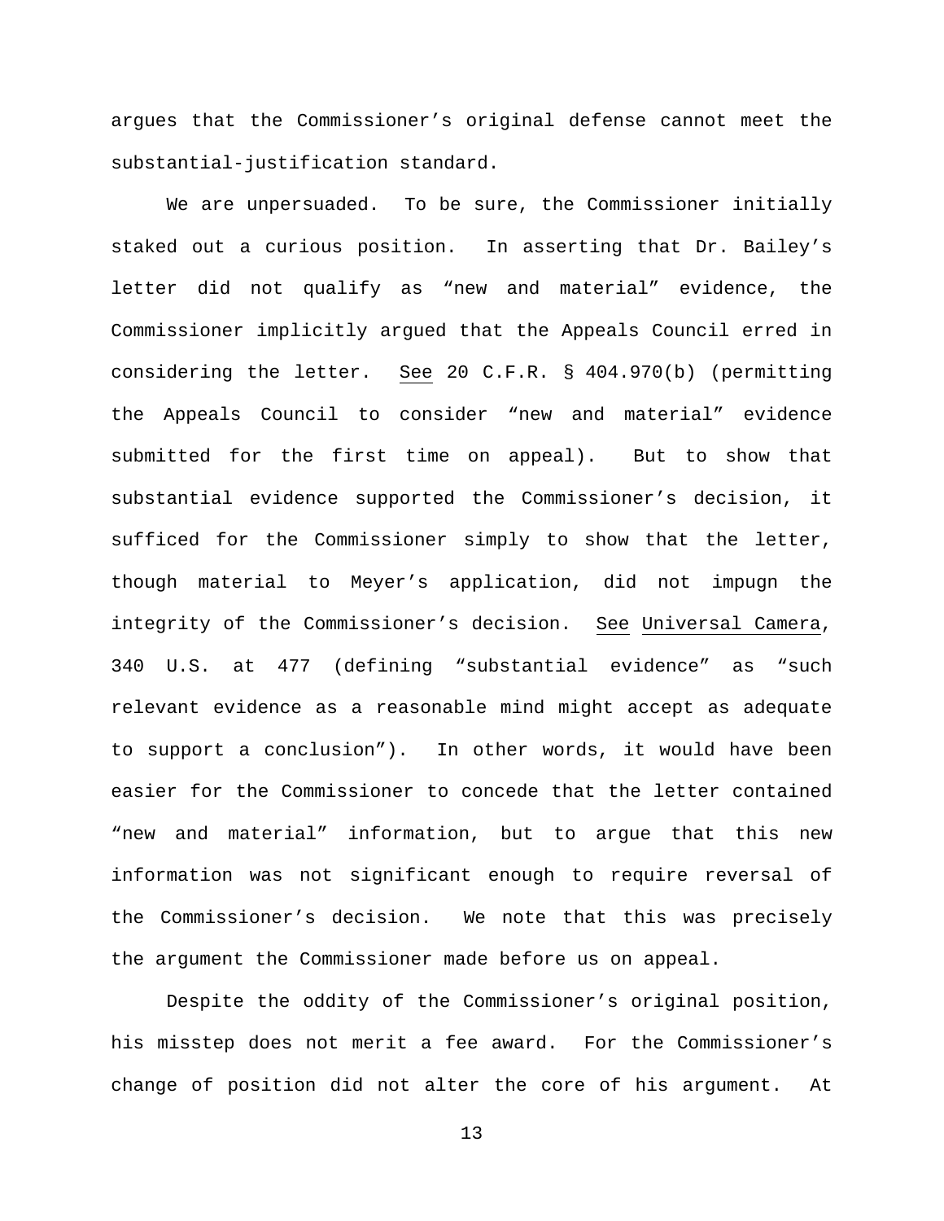argues that the Commissioner's original defense cannot meet the substantial-justification standard.

We are unpersuaded. To be sure, the Commissioner initially staked out a curious position. In asserting that Dr. Bailey's letter did not qualify as "new and material" evidence, the Commissioner implicitly argued that the Appeals Council erred in considering the letter. See 20 C.F.R. § 404.970(b) (permitting the Appeals Council to consider "new and material" evidence submitted for the first time on appeal). But to show that substantial evidence supported the Commissioner's decision, it sufficed for the Commissioner simply to show that the letter, though material to Meyer's application, did not impugn the integrity of the Commissioner's decision. See Universal Camera, 340 U.S. at 477 (defining "substantial evidence" as "such relevant evidence as a reasonable mind might accept as adequate to support a conclusion"). In other words, it would have been easier for the Commissioner to concede that the letter contained "new and material" information, but to argue that this new information was not significant enough to require reversal of the Commissioner's decision. We note that this was precisely the argument the Commissioner made before us on appeal.

Despite the oddity of the Commissioner's original position, his misstep does not merit a fee award. For the Commissioner's change of position did not alter the core of his argument. At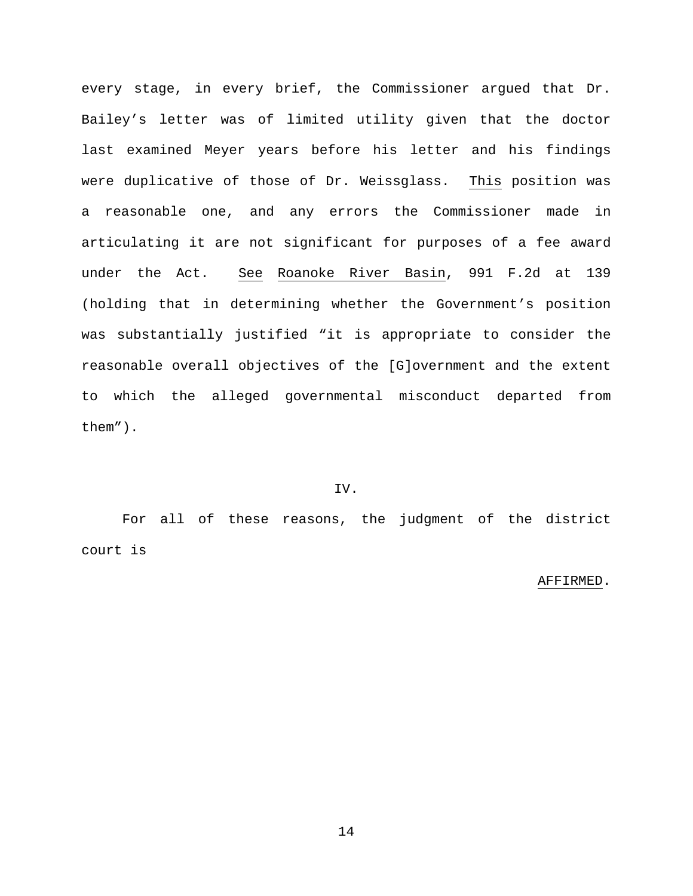every stage, in every brief, the Commissioner argued that Dr. Bailey's letter was of limited utility given that the doctor last examined Meyer years before his letter and his findings were duplicative of those of Dr. Weissglass. This position was a reasonable one, and any errors the Commissioner made in articulating it are not significant for purposes of a fee award under the Act. See Roanoke River Basin, 991 F.2d at 139 (holding that in determining whether the Government's position was substantially justified "it is appropriate to consider the reasonable overall objectives of the [G]overnment and the extent to which the alleged governmental misconduct departed from them").

IV.

For all of these reasons, the judgment of the district court is

AFFIRMED.